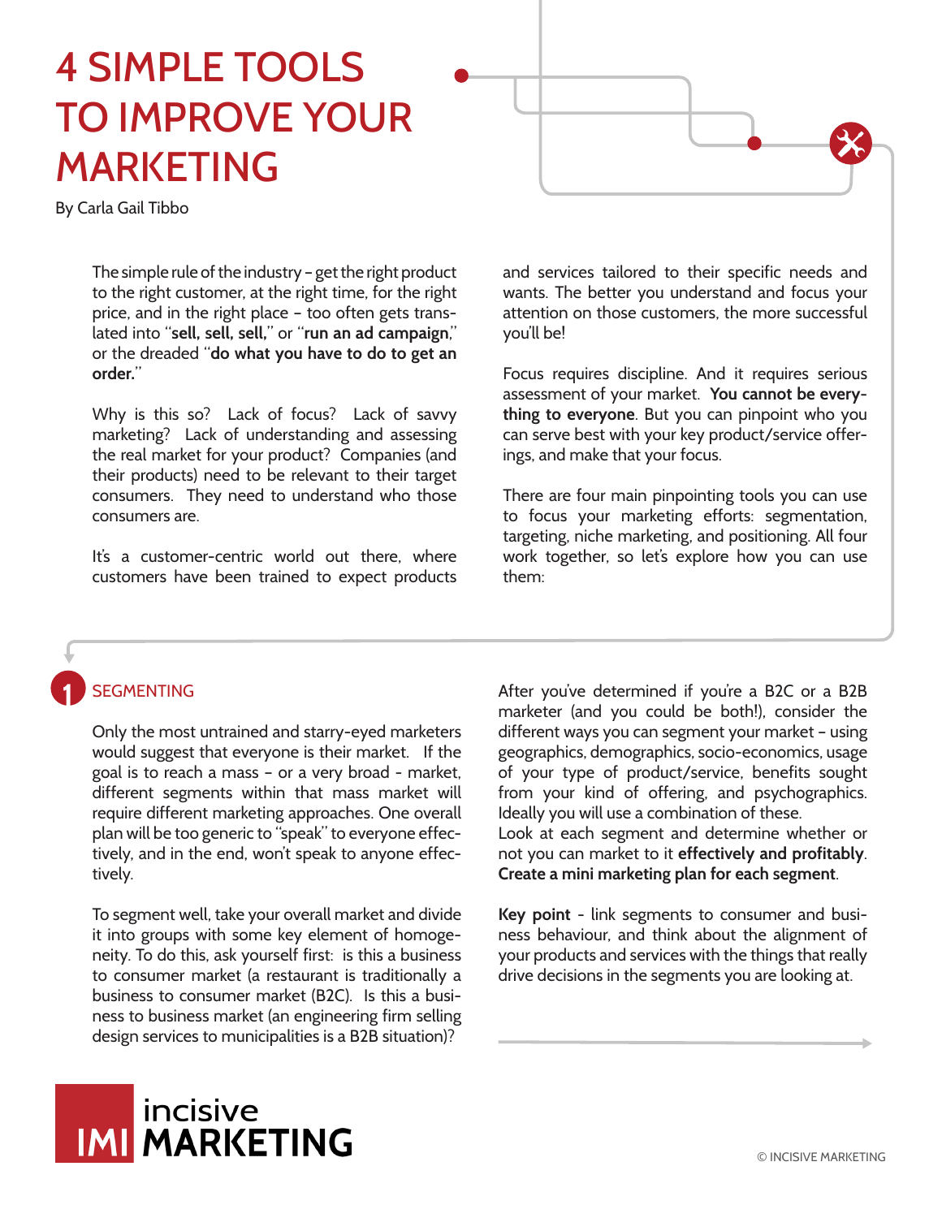# 4 SIMPLE TOOLS TO IMPROVE YOUR MARKETING

By Carla Gail Tibbo

The simple rule of the industry – get the right product to the right customer, at the right time, for the right price, and in the right place – too often gets translated into "**sell, sell, sell,**" or "**run an ad campaign**," or the dreaded "**do what you have to do to get an order.**"

Why is this so? Lack of focus? Lack of savvy marketing? Lack of understanding and assessing the real market for your product? Companies (and their products) need to be relevant to their target consumers. They need to understand who those consumers are.

It's a customer-centric world out there, where customers have been trained to expect products and services tailored to their specific needs and wants. The better you understand and focus your attention on those customers, the more successful you'll be!

Focus requires discipline. And it requires serious assessment of your market. **You cannot be everything to everyone**. But you can pinpoint who you can serve best with your key product/service offerings, and make that your focus.

There are four main pinpointing tools you can use to focus your marketing efforts: segmentation, targeting, niche marketing, and positioning. All four work together, so let's explore how you can use them:

## 1 SEGMENTING

Only the most untrained and starry-eyed marketers would suggest that everyone is their market. If the goal is to reach a mass – or a very broad – market, different segments within that mass market will require different marketing approaches. One overall plan will be too generic to "speak" to everyone effectively, and in the end, won't speak to anyone effectively.

To segment well, take your overall market and divide it into groups with some key element of homogeneity. To do this, ask yourself first: is this a business to consumer market (a restaurant is traditionally a business to consumer market (B2C). Is this a business to business market (an engineering firm selling design services to municipalities is a B2B situation)?

After you've determined if you're a B2C or a B2B marketer (and you could be both!), consider the different ways you can segment your market – using geographics, demographics, socio-economics, usage of your type of product/service, benefits sought from your kind of offering, and psychographics. Ideally you will use a combination of these.
Look at each segment and determine whether or not you can market to it **effectively and profitably**. **Create a mini marketing plan for each segment**.

**Key point** - link segments to consumer and business behaviour, and think about the alignment of your products and services with the things that really drive decisions in the segments you are looking at.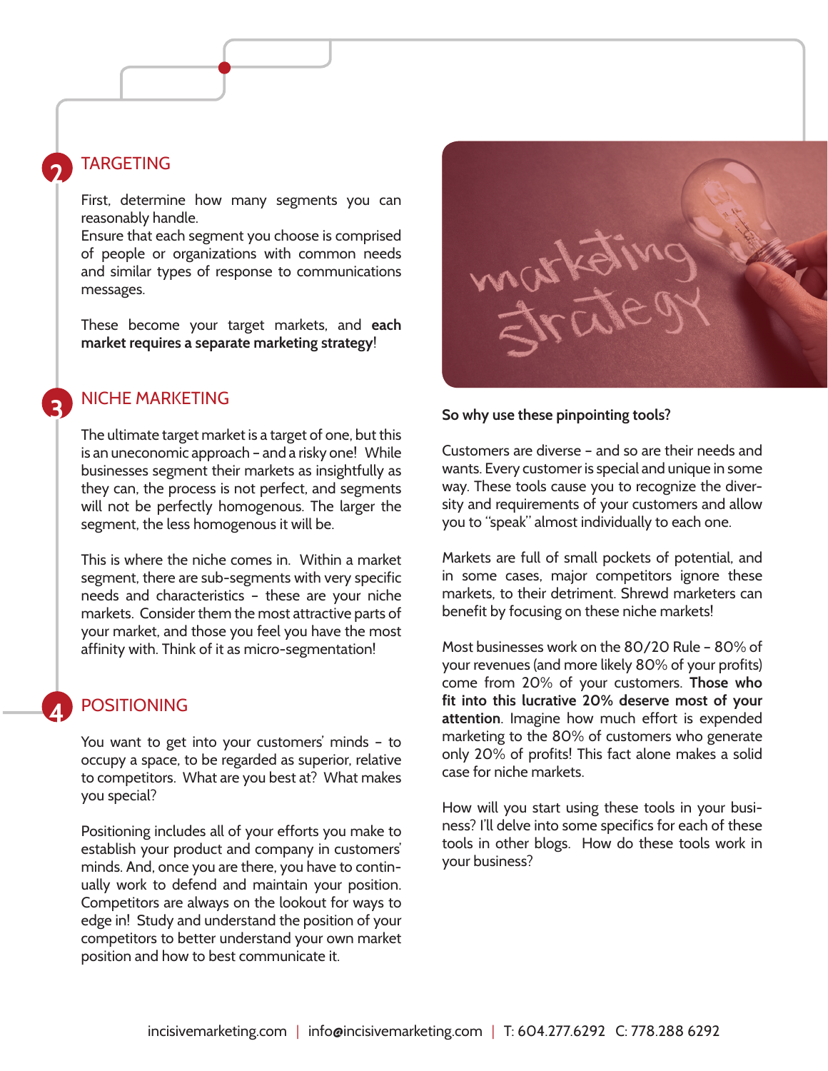## 2 TARGETING

First, determine how many segments you can reasonably handle.
Ensure that each segment you choose is comprised of people or organizations with common needs and similar types of response to communications messages.

These become your target markets, and **each market requires a separate marketing strategy**!

## 3 NICHE MARKETING

The ultimate target market is a target of one, but this is an uneconomic approach – and a risky one! While businesses segment their markets as insightfully as they can, the process is not perfect, and segments will not be perfectly homogenous. The larger the segment, the less homogenous it will be.

This is where the niche comes in. Within a market segment, there are sub-segments with very specific needs and characteristics – these are your niche markets. Consider them the most attractive parts of your market, and those you feel you have the most affinity with. Think of it as micro-segmentation!

## 4 POSITIONING

You want to get into your customers' minds – to occupy a space, to be regarded as superior, relative to competitors. What are you best at? What makes you special?

Positioning includes all of your efforts you make to establish your product and company in customers' minds. And, once you are there, you have to continually work to defend and maintain your position. Competitors are always on the lookout for ways to edge in! Study and understand the position of your competitors to better understand your own market position and how to best communicate it.

**So why use these pinpointing tools?**

Customers are diverse – and so are their needs and wants. Every customer is special and unique in some way. These tools cause you to recognize the diversity and requirements of your customers and allow you to "speak" almost individually to each one.

Markets are full of small pockets of potential, and in some cases, major competitors ignore these markets, to their detriment. Shrewd marketers can benefit by focusing on these niche markets!

Most businesses work on the 80/20 Rule – 80% of your revenues (and more likely 80% of your profits) come from 20% of your customers. **Those who fit into this lucrative 20% deserve most of your attention**. Imagine how much effort is expended marketing to the 80% of customers who generate only 20% of profits! This fact alone makes a solid case for niche markets.

How will you start using these tools in your business? I'll delve into some specifics for each of these tools in other blogs. How do these tools work in your business?

incisivemarketing.com | info@incisivemarketing.com | T: 604.277.6292 C: 778.288 6292